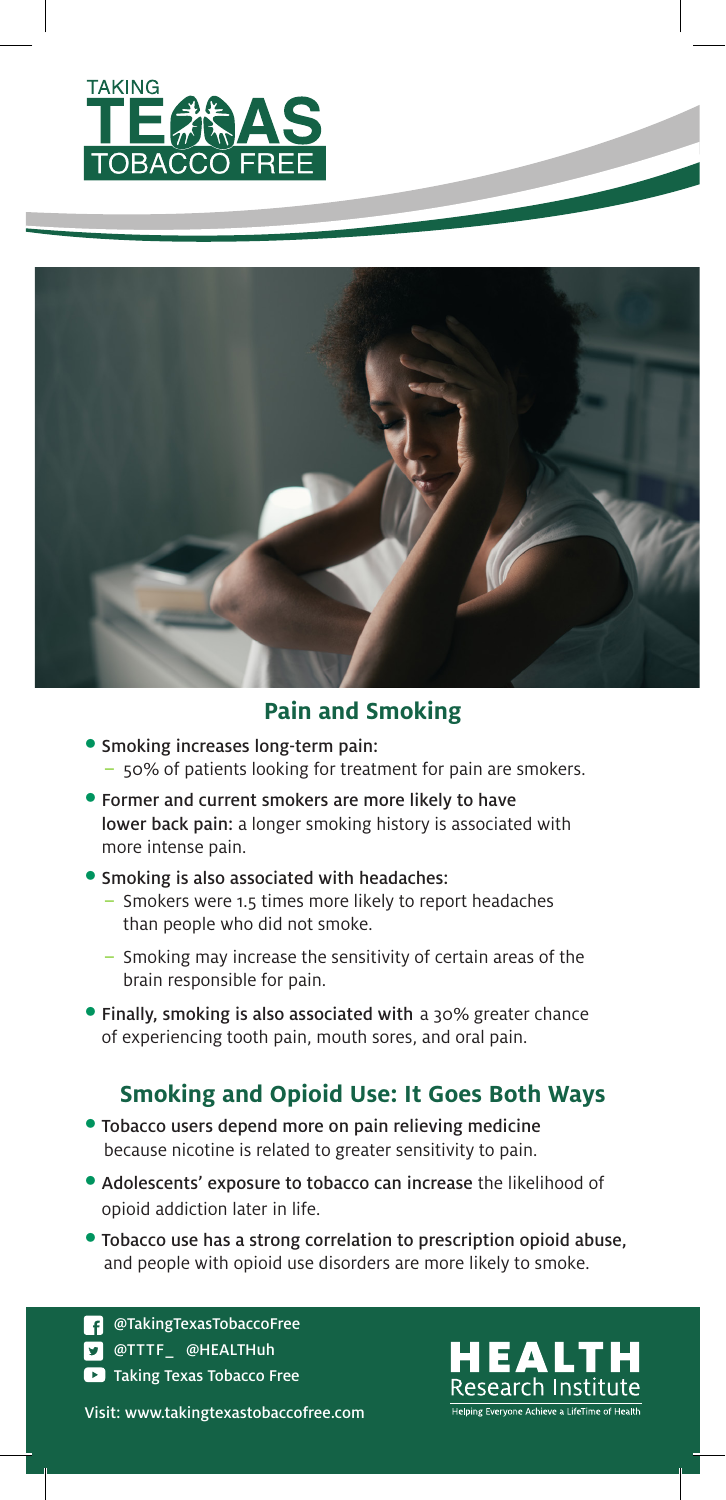TAKING TEXAS TOBACCO FREE

## Pain and Smoking

- **Smoking increases long-term pain:**
  - 50% of patients looking for treatment for pain are smokers.
- **Former and current smokers are more likely to have lower back pain:** a longer smoking history is associated with more intense pain.
- **Smoking is also associated with headaches:**
  - Smokers were 1.5 times more likely to report headaches than people who did not smoke.
  - Smoking may increase the sensitivity of certain areas of the brain responsible for pain.
- **Finally, smoking is also associated with** a 30% greater chance of experiencing tooth pain, mouth sores, and oral pain.

## Smoking and Opioid Use: It Goes Both Ways

- **Tobacco users depend more on pain relieving medicine** because nicotine is related to greater sensitivity to pain.
- **Adolescents' exposure to tobacco can increase** the likelihood of opioid addiction later in life.
- **Tobacco use has a strong correlation to prescription opioid abuse,** and people with opioid use disorders are more likely to smoke.

@TakingTexasTobaccoFree
@TTTF_ @HEALTHuh
Taking Texas Tobacco Free

Visit: www.takingtexastobaccofree.com

HEALTH Research Institute
Helping Everyone Achieve a LifeTime of Health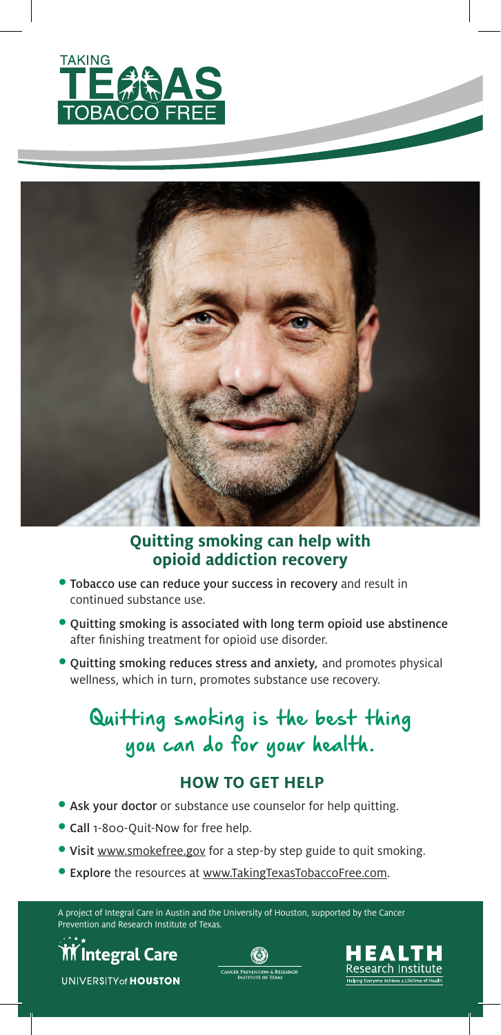TAKING TEXAS TOBACCO FREE

## Quitting smoking can help with opioid addiction recovery

- **Tobacco use can reduce your success in recovery** and result in continued substance use.
- **Quitting smoking is associated with long term opioid use abstinence** after finishing treatment for opioid use disorder.
- **Quitting smoking reduces stress and anxiety,** and promotes physical wellness, which in turn, promotes substance use recovery.

## Quitting smoking is the best thing you can do for your health.

## HOW TO GET HELP

- **Ask your doctor** or substance use counselor for help quitting.
- **Call** 1-800-Quit-Now for free help.
- **Visit** www.smokefree.gov for a step-by step guide to quit smoking.
- **Explore** the resources at www.TakingTexasTobaccoFree.com.

A project of Integral Care in Austin and the University of Houston, supported by the Cancer Prevention and Research Institute of Texas.

Integral Care

UNIVERSITY of HOUSTON

Cancer Prevention & Research Institute of Texas

HEALTH Research Institute
Helping Everyone Achieve a LifeTime of Health